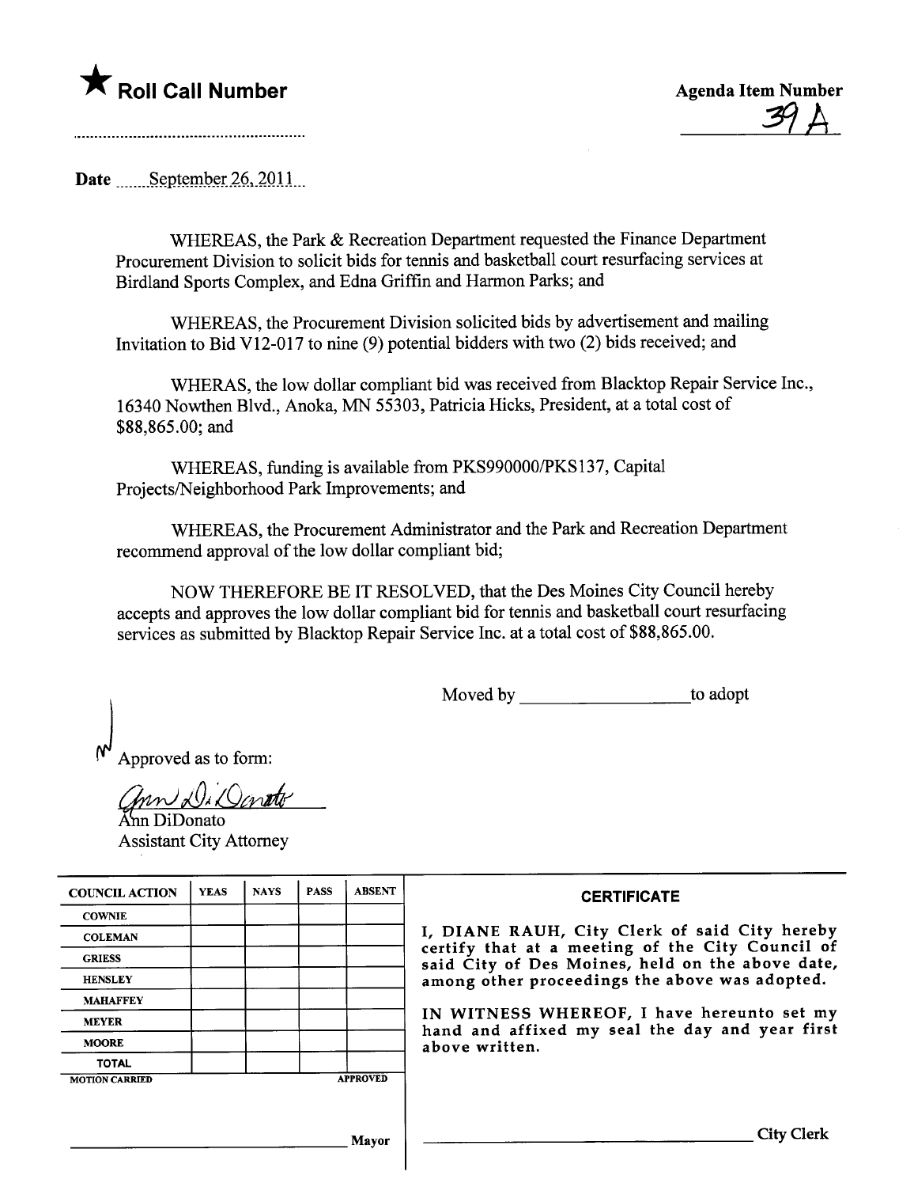★ **Roll Call Number**

........................................................

**Agenda Item Number**

39 A

Date ......September 26, 2011...

WHEREAS, the Park & Recreation Department requested the Finance Department Procurement Division to solicit bids for tennis and basketball court resurfacing services at Birdland Sports Complex, and Edna Griffin and Harmon Parks; and

WHEREAS, the Procurement Division solicited bids by advertisement and mailing Invitation to Bid V12-017 to nine (9) potential bidders with two (2) bids received; and

WHERAS, the low dollar compliant bid was received from Blacktop Repair Service Inc., 16340 Nowthen Blvd., Anoka, MN 55303, Patricia Hicks, President, at a total cost of $88,865.00; and

WHEREAS, funding is available from PKS990000/PKS137, Capital Projects/Neighborhood Park Improvements; and

WHEREAS, the Procurement Administrator and the Park and Recreation Department recommend approval of the low dollar compliant bid;

NOW THEREFORE BE IT RESOLVED, that the Des Moines City Council hereby accepts and approves the low dollar compliant bid for tennis and basketball court resurfacing services as submitted by Blacktop Repair Service Inc. at a total cost of $88,865.00.

Moved by ____________________ to adopt

Approved as to form:

Ann DiDonato
Assistant City Attorney

| COUNCIL ACTION | YEAS | NAYS | PASS | ABSENT |
|---|---|---|---|---|
| COWNIE | | | | |
| COLEMAN | | | | |
| GRIESS | | | | |
| HENSLEY | | | | |
| MAHAFFEY | | | | |
| MEYER | | | | |
| MOORE | | | | |
| TOTAL | | | | |
| MOTION CARRIED | | | | APPROVED |

______________________________ Mayor

**CERTIFICATE**

I, DIANE RAUH, City Clerk of said City hereby certify that at a meeting of the City Council of said City of Des Moines, held on the above date, among other proceedings the above was adopted.

IN WITNESS WHEREOF, I have hereunto set my hand and affixed my seal the day and year first above written.

______________________________ City Clerk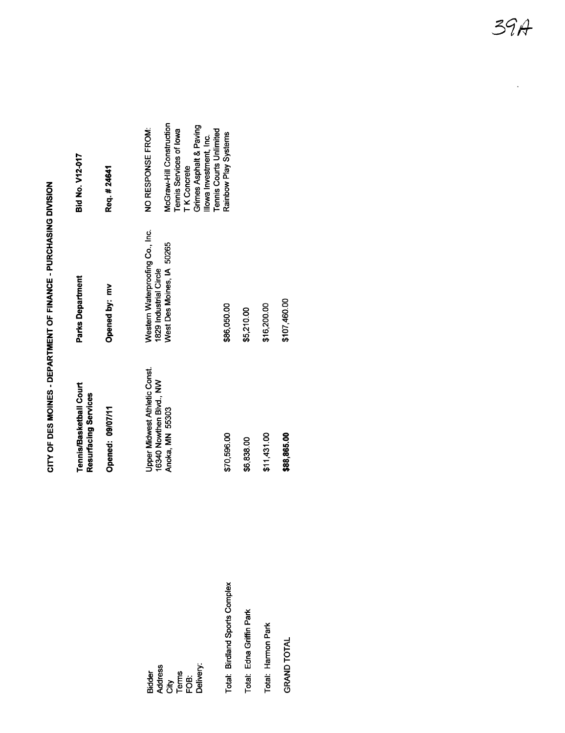# CITY OF DES MOINES - DEPARTMENT OF FINANCE - PURCHASING DIVISION

39A

| | | | |
|---|---|---|---|
| **Tennis/Basketball Court Resurfacing Services** | **Parks Department** | **Bid No. V12-017** | |
| **Opened: 09/07/11** | **Opened by: mv** | **Req. # 24641** | |
| Bidder / Address / City / Terms / FOB: / Delivery: | Upper Midwest Athletic Const. 16340 Nowthen Blvd., NW Anoka, MN 55303 | Western Waterproofing Co., Inc. 1829 Industrial Circle West Des Moines, IA 50265 | NO RESPONSE FROM: McGraw-Hill Construction Tennis Services of Iowa T K Concrete Grimes Asphalt & Paving Illowa Investment, Inc. Tennis Courts Unlimited Rainbow Play Systems |
| Total: Birdland Sports Complex | $70,596.00 | $86,050.00 | |
| Total: Edna Griffin Park | $6,838.00 | $5,210.00 | |
| Total: Harmon Park | $11,431.00 | $16,200.00 | |
| GRAND TOTAL | **$88,865.00** | $107,460.00 | |